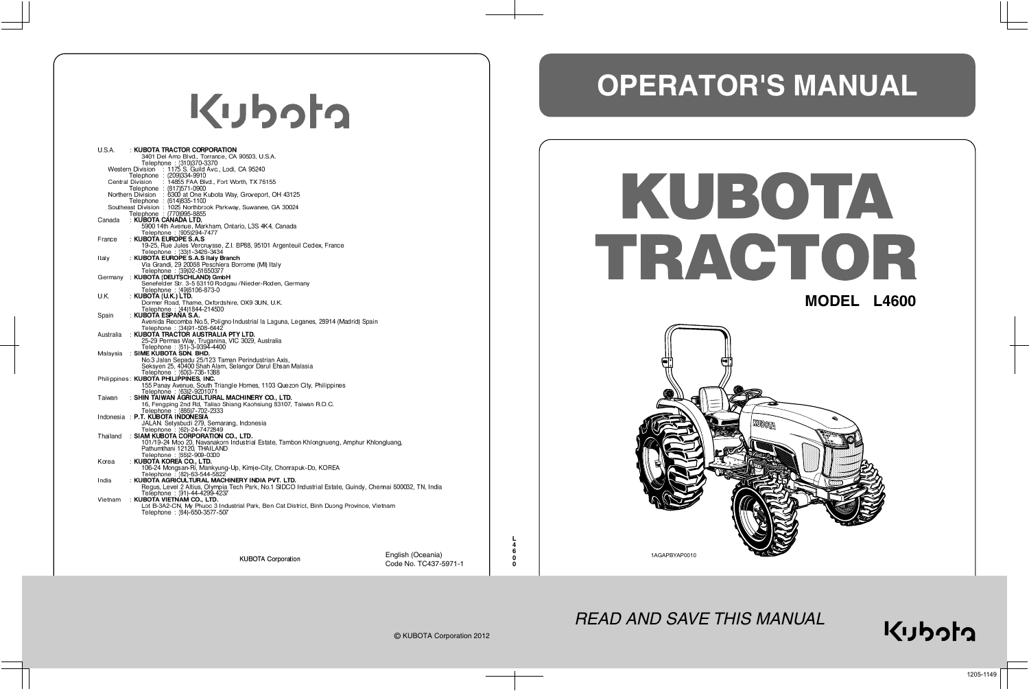# OPERATOR'S MANUAL

# KUBOTA TRACTOR

## MODEL L4600

1AGAPBYAP0010

*READ AND SAVE THIS MANUAL*

Kubota

U.S.A. : **KUBOTA TRACTOR CORPORATION**
3401 Del Amo Blvd., Torrance, CA 90503, U.S.A.
Telephone : (310)370-3370
Western Division : 1175 S. Guild Avc., Lodi, CA 95240
Telephone : (209)334-9910
Central Division : 14855 FAA Blvd., Fort Worth, TX 76155
Telephone : (817)571-0900
Northern Division : 6300 at One Kubota Way, Groveport, OH 43125
Telephone : (614)835-1100
Southeast Division : 1025 Northbrook Parkway, Suwanee, GA 30024
Telephone : (770)995-8855

Canada : **KUBOTA CANADA LTD.**
5900 14th Avenue, Markham, Ontario, L3S 4K4, Canada
Telephone : (905)294-7477

France : **KUBOTA EUROPE S.A.S**
19-25, Rue Jules Vercruysse, Z.I. BP88, 95101 Argenteuil Cedex, France
Telephone : (33)1-3426-3434

Italy : **KUBOTA EUROPE S.A.S Italy Branch**
Via Grandi, 29 20068 Peschiera Borrome (MI) Italy
Telephone : (39)02-51650377

Germany : **KUBOTA (DEUTSCHLAND) GmbH**
Senefelder Str. 3-5 63110 Rodgau /Nieder-Roden, Germany
Telephone : (49)6106-873-0

U.K. : **KUBOTA (U.K.) LTD.**
Dormer Road, Thame, Oxfordshire, OX9 3UN, U.K.
Telephone : (44)1844-214500

Spain : **KUBOTA ESPAÑA S.A.**
Avenida Recomba No.5, Poligono Industrial la Laguna, Leganes, 28914 (Madrid) Spain
Telephone : (34)91-508-6442

Australia : **KUBOTA TRACTOR AUSTRALIA PTY LTD.**
25-29 Permas Way, Truganina, VIC 3029, Australia
Telephone : (61)-3-9394-4400

Malaysia : **SIME KUBOTA SDN. BHD.**
No.3 Jalan Sepadu 25/123 Taman Perindustrian Axis,
Seksyen 25, 40400 Shah Alam, Selangor Darul Ehsan Malasia
Telephone : (60)3-736-1388

Philippines : **KUBOTA PHILIPPINES, INC.**
155 Panay Avenue, South Triangle Homes, 1103 Quezon City, Philippines
Telephone : (63)2-9201071

Taiwan : **SHIN TAIWAN AGRICULTURAL MACHINERY CO., LTD.**
16, Fengping 2nd Rd, Taliao Shiang Kaohsiung 83107, Taiwan R.O.C.
Telephone : (886)7-702-2333

Indonesia : **P.T. KUBOTA INDONESIA**
JALAN. Setyabudi 279, Semarang, Indonesia
Telephone : (62)-24-7472849

Thailand : **SIAM KUBOTA CORPORATION CO., LTD.**
101/19-24 Moo 20, Navanakorn Industrial Estate, Tambon Khlongnueng, Amphur Khlongluang,
Pathumthani 12120, THAILAND
Telephone : (66)2-909-0300

Korea : **KUBOTA KOREA CO., LTD.**
106-24 Mongsan-Ri, Mankyung-Up, Kimje-City, Chonrapuk-Do, KOREA
Telephone : (82)-63-544-5822

India : **KUBOTA AGRICULTURAL MACHINERY INDIA PVT. LTD.**
Regus, Level 2 Altius, Olympia Tech Park, No.1 SIDCO Industrial Estate, Guindy, Chennai 600032, TN, India
Telephone : (91)-44-4299-4237

Vietnam : **KUBOTA VIETNAM CO., LTD.**
Lot B-3A2-CN, My Phuoc 3 Industrial Park, Ben Cat District, Binh Duong Province, Vietnam
Telephone : (84)-650-3577-507

KUBOTA Corporation

English (Oceania)
Code No. TC437-5971-1

L4600

© KUBOTA Corporation 2012

1205-1149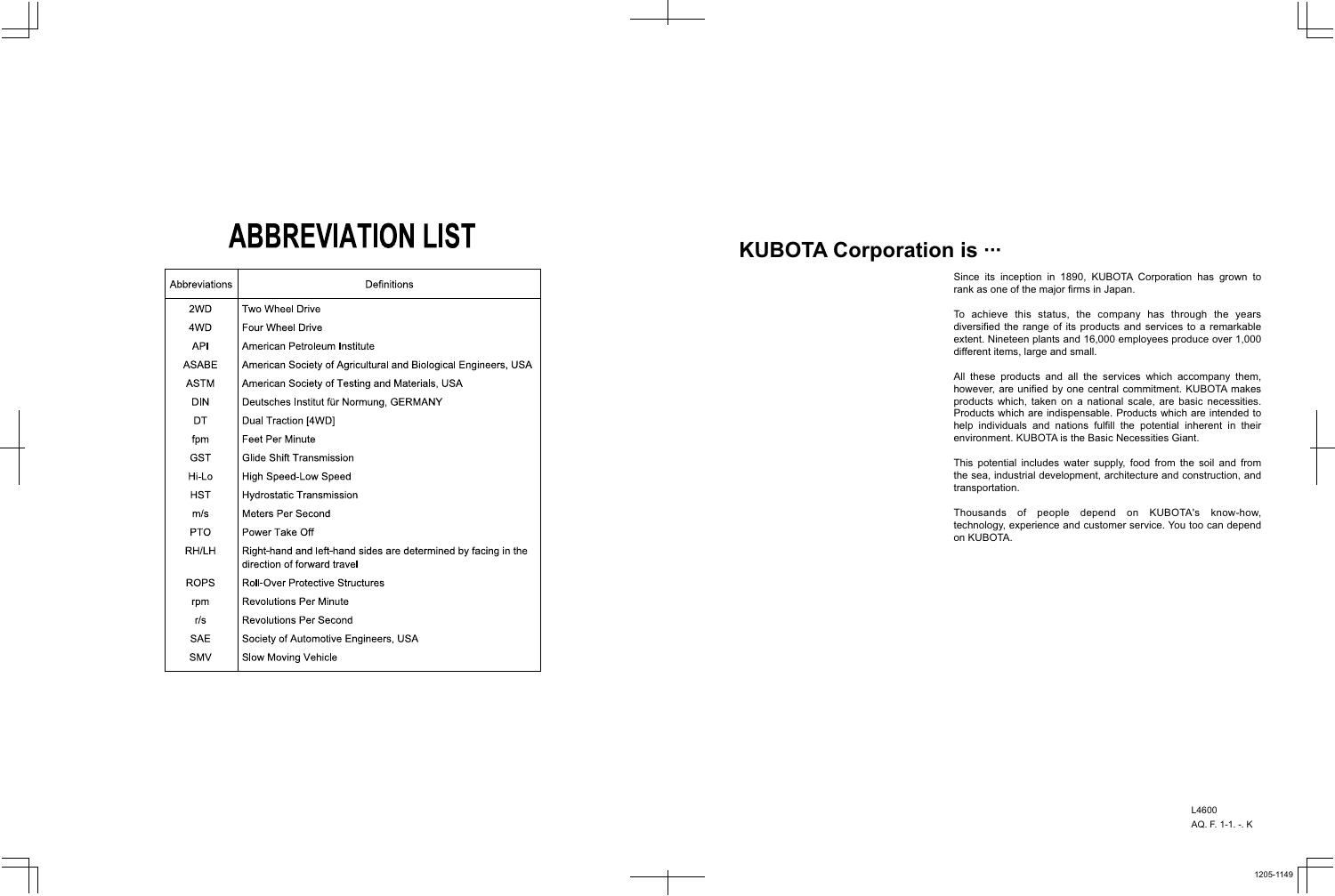# ABBREVIATION LIST

| Abbreviations | Definitions |
|---|---|
| 2WD | Two Wheel Drive |
| 4WD | Four Wheel Drive |
| API | American Petroleum Institute |
| ASABE | American Society of Agricultural and Biological Engineers, USA |
| ASTM | American Society of Testing and Materials, USA |
| DIN | Deutsches Institut für Normung, GERMANY |
| DT | Dual Traction [4WD] |
| fpm | Feet Per Minute |
| GST | Glide Shift Transmission |
| Hi-Lo | High Speed-Low Speed |
| HST | Hydrostatic Transmission |
| m/s | Meters Per Second |
| PTO | Power Take Off |
| RH/LH | Right-hand and left-hand sides are determined by facing in the direction of forward travel |
| ROPS | Roll-Over Protective Structures |
| rpm | Revolutions Per Minute |
| r/s | Revolutions Per Second |
| SAE | Society of Automotive Engineers, USA |
| SMV | Slow Moving Vehicle |

## KUBOTA Corporation is ···

Since its inception in 1890, KUBOTA Corporation has grown to rank as one of the major firms in Japan.

To achieve this status, the company has through the years diversified the range of its products and services to a remarkable extent. Nineteen plants and 16,000 employees produce over 1,000 different items, large and small.

All these products and all the services which accompany them, however, are unified by one central commitment. KUBOTA makes products which, taken on a national scale, are basic necessities. Products which are indispensable. Products which are intended to help individuals and nations fulfill the potential inherent in their environment. KUBOTA is the Basic Necessities Giant.

This potential includes water supply, food from the soil and from the sea, industrial development, architecture and construction, and transportation.

Thousands of people depend on KUBOTA's know-how, technology, experience and customer service. You too can depend on KUBOTA.

L4600
AQ. F. 1-1. -. K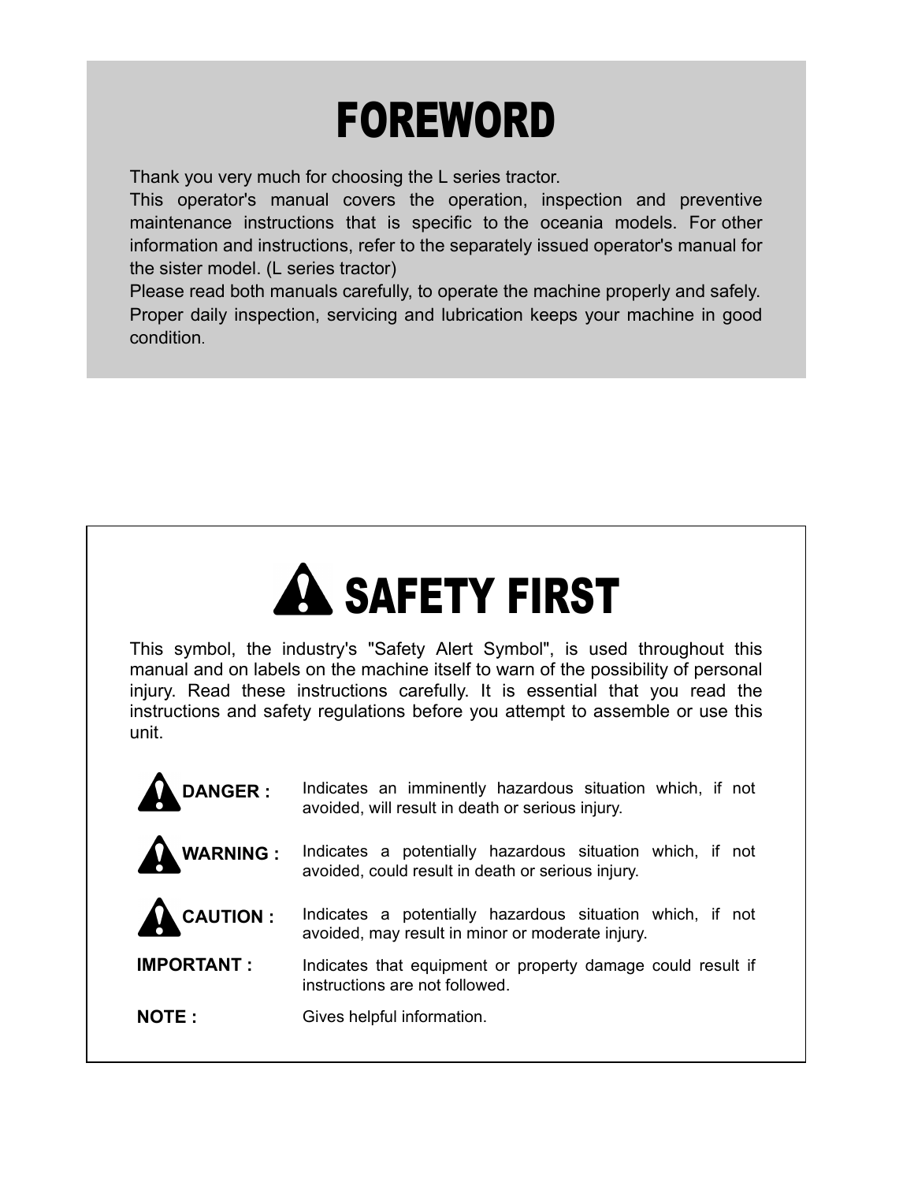# FOREWORD

Thank you very much for choosing the L series tractor.
This operator's manual covers the operation, inspection and preventive maintenance instructions that is specific to the oceania models. For other information and instructions, refer to the separately issued operator's manual for the sister model. (L series tractor)
Please read both manuals carefully, to operate the machine properly and safely.
Proper daily inspection, servicing and lubrication keeps your machine in good condition.

# ⚠ SAFETY FIRST

This symbol, the industry's "Safety Alert Symbol", is used throughout this manual and on labels on the machine itself to warn of the possibility of personal injury. Read these instructions carefully. It is essential that you read the instructions and safety regulations before you attempt to assemble or use this unit.

| | |
|---|---|
| ⚠ **DANGER :** | Indicates an imminently hazardous situation which, if not avoided, will result in death or serious injury. |
| ⚠ **WARNING :** | Indicates a potentially hazardous situation which, if not avoided, could result in death or serious injury. |
| ⚠ **CAUTION :** | Indicates a potentially hazardous situation which, if not avoided, may result in minor or moderate injury. |
| **IMPORTANT :** | Indicates that equipment or property damage could result if instructions are not followed. |
| **NOTE :** | Gives helpful information. |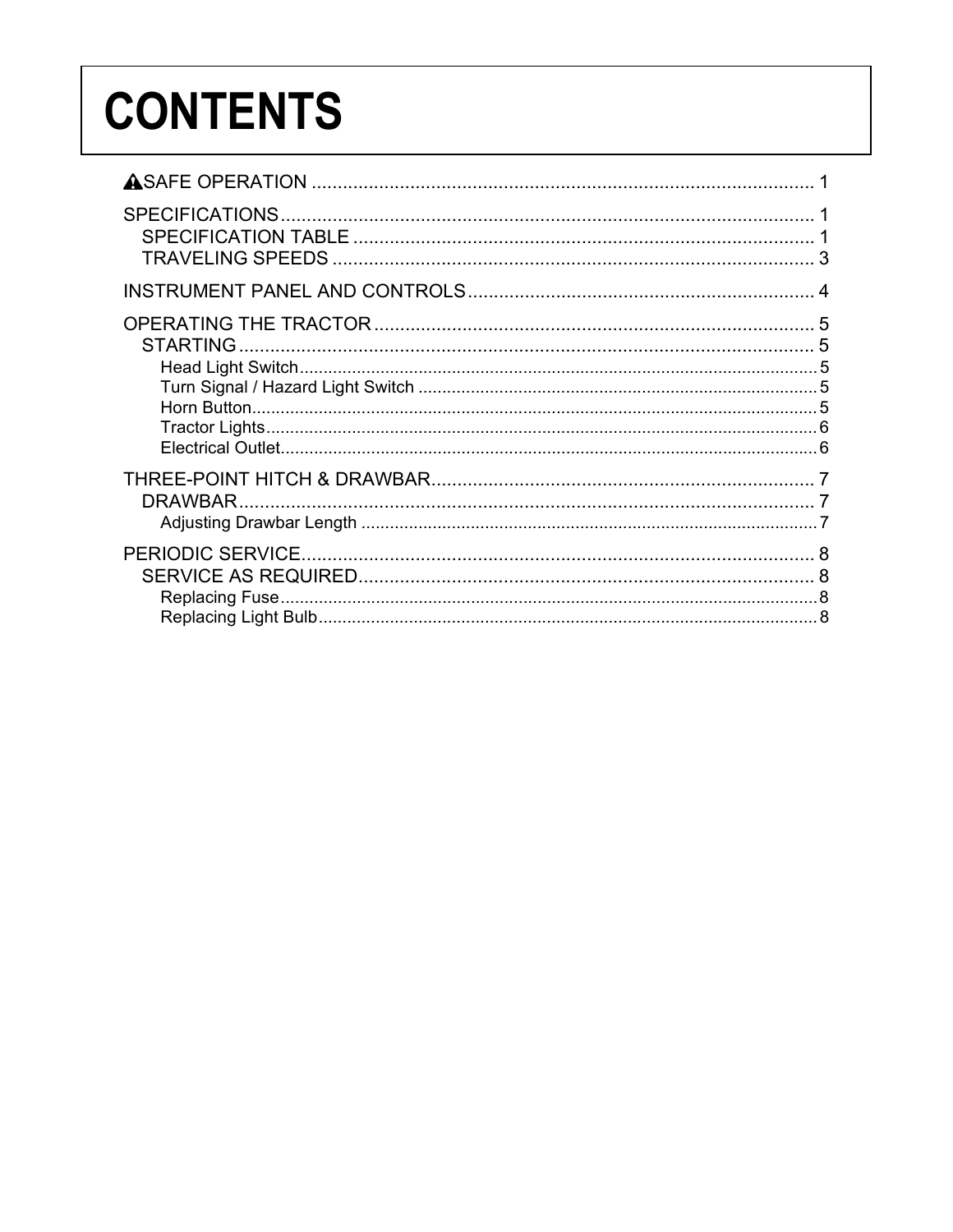# CONTENTS

⚠SAFE OPERATION ........................................................................................ 1

SPECIFICATIONS........................................................................................ 1
- SPECIFICATION TABLE ........................................................................... 1
- TRAVELING SPEEDS ............................................................................... 3

INSTRUMENT PANEL AND CONTROLS......................................................... 4

OPERATING THE TRACTOR ....................................................................... 5
- STARTING ........................................................................................... 5
  - Head Light Switch .................................................................................. 5
  - Turn Signal / Hazard Light Switch .............................................................. 5
  - Horn Button.......................................................................................... 5
  - Tractor Lights........................................................................................ 6
  - Electrical Outlet...................................................................................... 6

THREE-POINT HITCH & DRAWBAR............................................................. 7
- DRAWBAR ........................................................................................... 7
  - Adjusting Drawbar Length ....................................................................... 7

PERIODIC SERVICE.................................................................................... 8
- SERVICE AS REQUIRED.......................................................................... 8
  - Replacing Fuse...................................................................................... 8
  - Replacing Light Bulb............................................................................... 8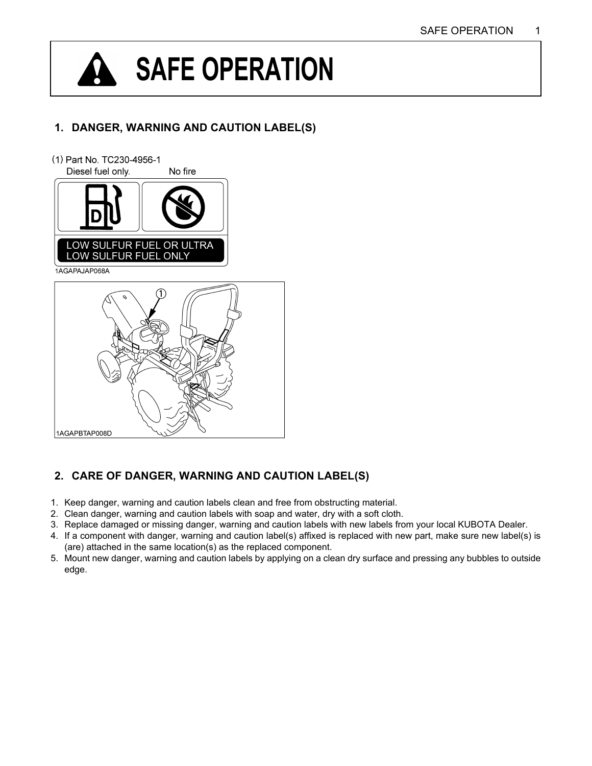# SAFE OPERATION

## 1. DANGER, WARNING AND CAUTION LABEL(S)

(1) Part No. TC230-4956-1
Diesel fuel only. No fire

LOW SULFUR FUEL OR ULTRA LOW SULFUR FUEL ONLY

1AGAPAJAP068A

1AGAPBTAP008D

## 2. CARE OF DANGER, WARNING AND CAUTION LABEL(S)

1. Keep danger, warning and caution labels clean and free from obstructing material.
2. Clean danger, warning and caution labels with soap and water, dry with a soft cloth.
3. Replace damaged or missing danger, warning and caution labels with new labels from your local KUBOTA Dealer.
4. If a component with danger, warning and caution label(s) affixed is replaced with new part, make sure new label(s) is (are) attached in the same location(s) as the replaced component.
5. Mount new danger, warning and caution labels by applying on a clean dry surface and pressing any bubbles to outside edge.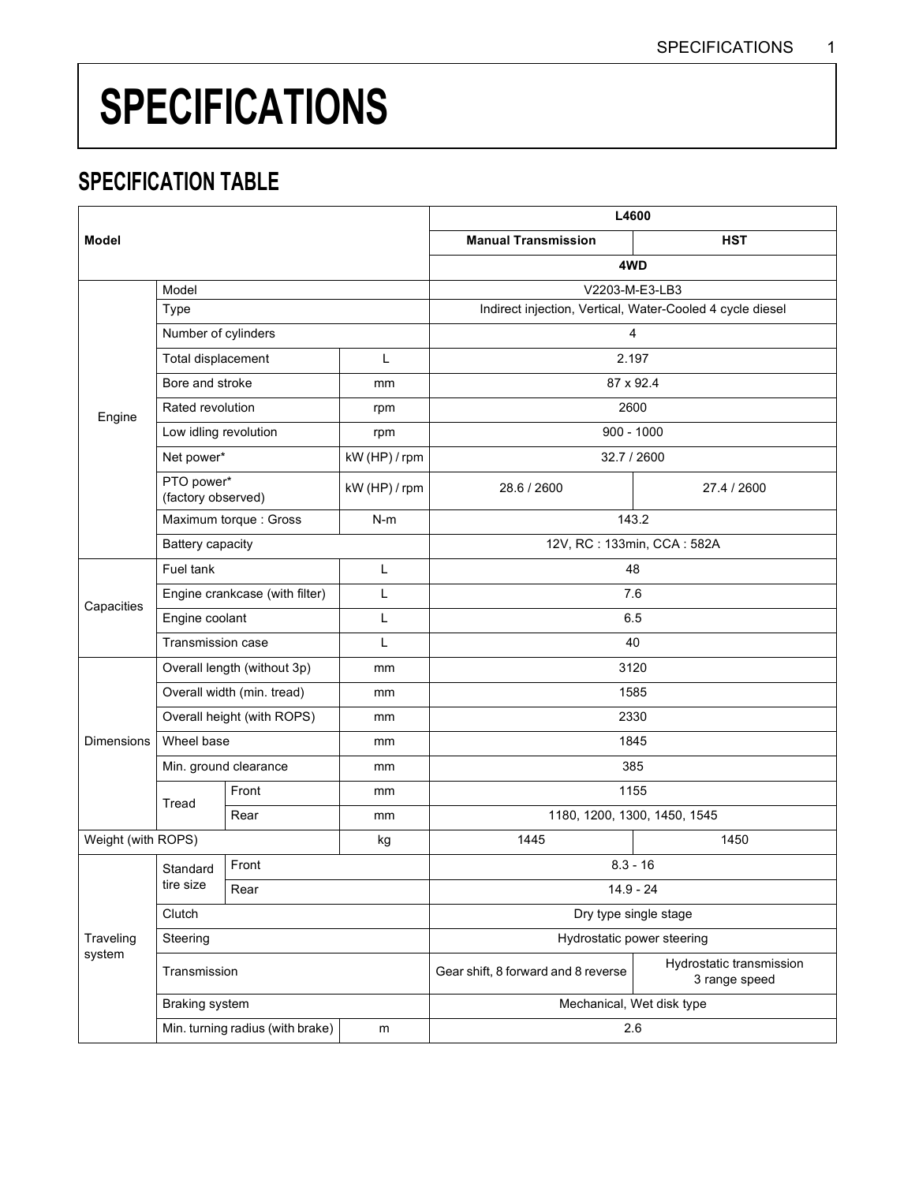# SPECIFICATIONS

## SPECIFICATION TABLE

| Model | | | | L4600 | |
|---|---|---|---|---|---|
| | | | | Manual Transmission | HST |
| | | | | 4WD | |
| Engine | Model | | | V2203-M-E3-LB3 | |
| | Type | | | Indirect injection, Vertical, Water-Cooled 4 cycle diesel | |
| | Number of cylinders | | | 4 | |
| | Total displacement | | L | 2.197 | |
| | Bore and stroke | | mm | 87 x 92.4 | |
| | Rated revolution | | rpm | 2600 | |
| | Low idling revolution | | rpm | 900 - 1000 | |
| | Net power* | | kW (HP) / rpm | 32.7 / 2600 | |
| | PTO power* (factory observed) | | kW (HP) / rpm | 28.6 / 2600 | 27.4 / 2600 |
| | Maximum torque : Gross | | N-m | 143.2 | |
| | Battery capacity | | | 12V, RC : 133min, CCA : 582A | |
| Capacities | Fuel tank | | L | 48 | |
| | Engine crankcase (with filter) | | L | 7.6 | |
| | Engine coolant | | L | 6.5 | |
| | Transmission case | | L | 40 | |
| Dimensions | Overall length (without 3p) | | mm | 3120 | |
| | Overall width (min. tread) | | mm | 1585 | |
| | Overall height (with ROPS) | | mm | 2330 | |
| | Wheel base | | mm | 1845 | |
| | Min. ground clearance | | mm | 385 | |
| | Tread | Front | mm | 1155 | |
| | | Rear | mm | 1180, 1200, 1300, 1450, 1545 | |
| Weight (with ROPS) | | | kg | 1445 | 1450 |
| Traveling system | Standard tire size | Front | | 8.3 - 16 | |
| | | Rear | | 14.9 - 24 | |
| | Clutch | | | Dry type single stage | |
| | Steering | | | Hydrostatic power steering | |
| | Transmission | | | Gear shift, 8 forward and 8 reverse | Hydrostatic transmission 3 range speed |
| | Braking system | | | Mechanical, Wet disk type | |
| | Min. turning radius (with brake) | | m | 2.6 | |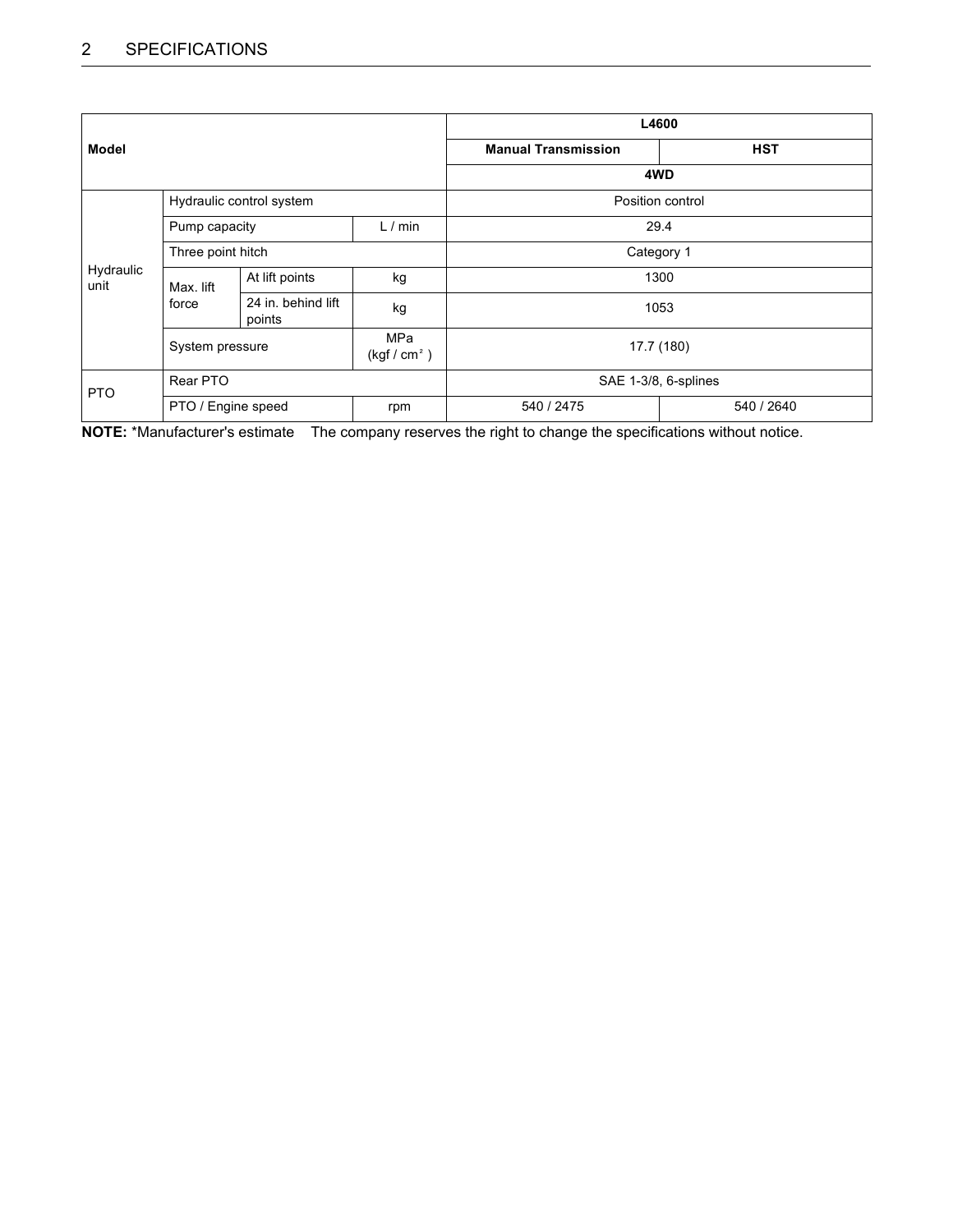| Model | | | | L4600 | |
| --- | --- | --- | --- | --- | --- |
| | | | | Manual Transmission | HST |
| | | | | 4WD | |
| Hydraulic unit | Hydraulic control system | | | Position control | |
| | Pump capacity | | L / min | 29.4 | |
| | Three point hitch | | | Category 1 | |
| | Max. lift force | At lift points | kg | 1300 | |
| | | 24 in. behind lift points | kg | 1053 | |
| | System pressure | | MPa (kgf / $cm^2$ ) | 17.7 (180) | |
| PTO | Rear PTO | | | SAE 1-3/8, 6-splines | |
| | PTO / Engine speed | | rpm | 540 / 2475 | 540 / 2640 |

**NOTE:** *Manufacturer's estimate The company reserves the right to change the specifications without notice.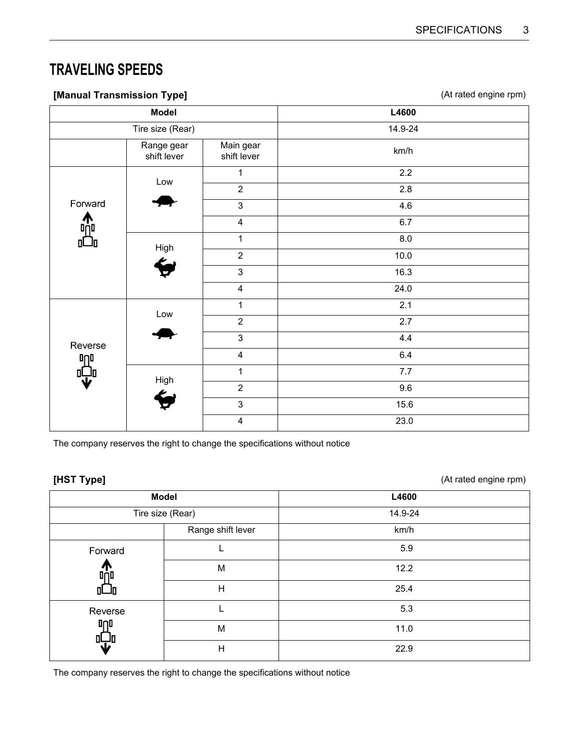# TRAVELING SPEEDS

**[Manual Transmission Type]**

(At rated engine rpm)

| Model | | | L4600 |
|---|---|---|---|
| Tire size (Rear) | | | 14.9-24 |
| | Range gear shift lever | Main gear shift lever | km/h |
| Forward | Low | 1 | 2.2 |
| | | 2 | 2.8 |
| | | 3 | 4.6 |
| | | 4 | 6.7 |
| | High | 1 | 8.0 |
| | | 2 | 10.0 |
| | | 3 | 16.3 |
| | | 4 | 24.0 |
| Reverse | Low | 1 | 2.1 |
| | | 2 | 2.7 |
| | | 3 | 4.4 |
| | | 4 | 6.4 |
| | High | 1 | 7.7 |
| | | 2 | 9.6 |
| | | 3 | 15.6 |
| | | 4 | 23.0 |

The company reserves the right to change the specifications without notice

**[HST Type]**

(At rated engine rpm)

| Model | | L4600 |
|---|---|---|
| Tire size (Rear) | | 14.9-24 |
| | Range shift lever | km/h |
| Forward | L | 5.9 |
| | M | 12.2 |
| | H | 25.4 |
| Reverse | L | 5.3 |
| | M | 11.0 |
| | H | 22.9 |

The company reserves the right to change the specifications without notice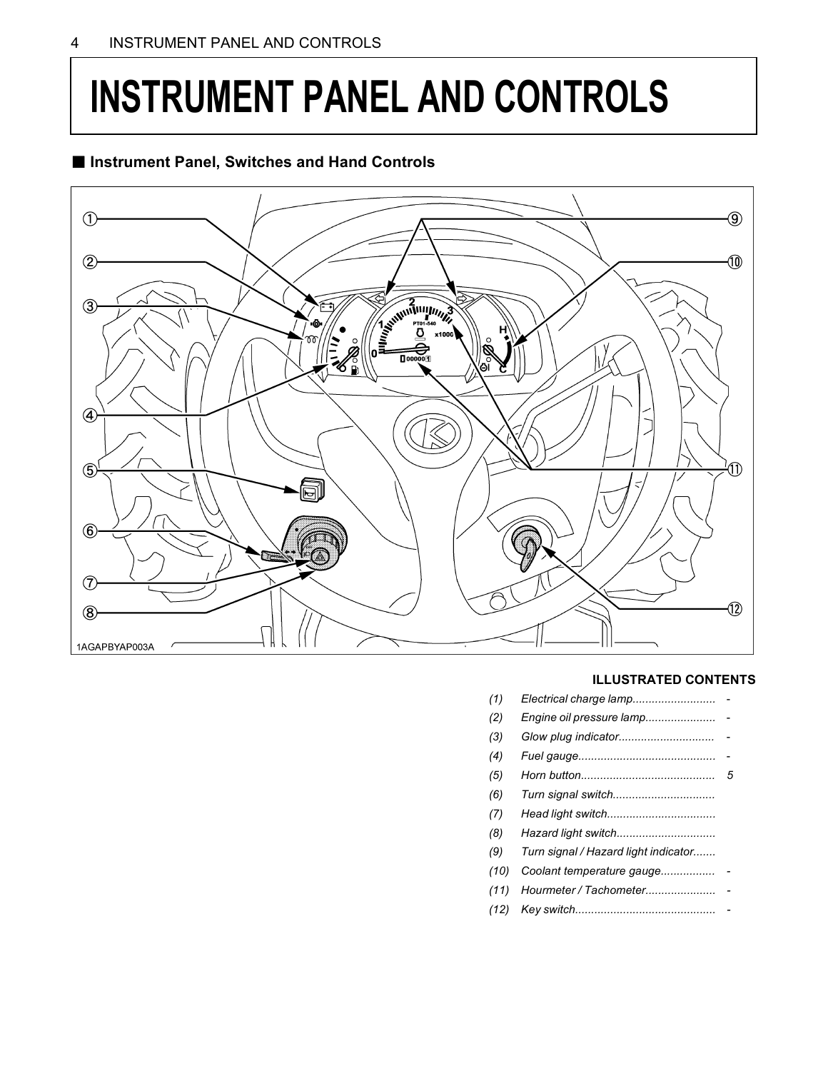# INSTRUMENT PANEL AND CONTROLS

## ■ Instrument Panel, Switches and Hand Controls

1AGAPBYAP003A

**ILLUSTRATED CONTENTS**

| | | |
|---|---|---|
| *(1)* | *Electrical charge lamp..........................* | *-* |
| *(2)* | *Engine oil pressure lamp......................* | *-* |
| *(3)* | *Glow plug indicator..............................* | *-* |
| *(4)* | *Fuel gauge...........................................* | *-* |
| *(5)* | *Horn button..........................................* | *5* |
| *(6)* | *Turn signal switch................................* | |
| *(7)* | *Head light switch..................................* | |
| *(8)* | *Hazard light switch...............................* | |
| *(9)* | *Turn signal / Hazard light indicator.......* | |
| *(10)* | *Coolant temperature gauge.................* | *-* |
| *(11)* | *Hourmeter / Tachometer......................* | *-* |
| *(12)* | *Key switch............................................* | *-* |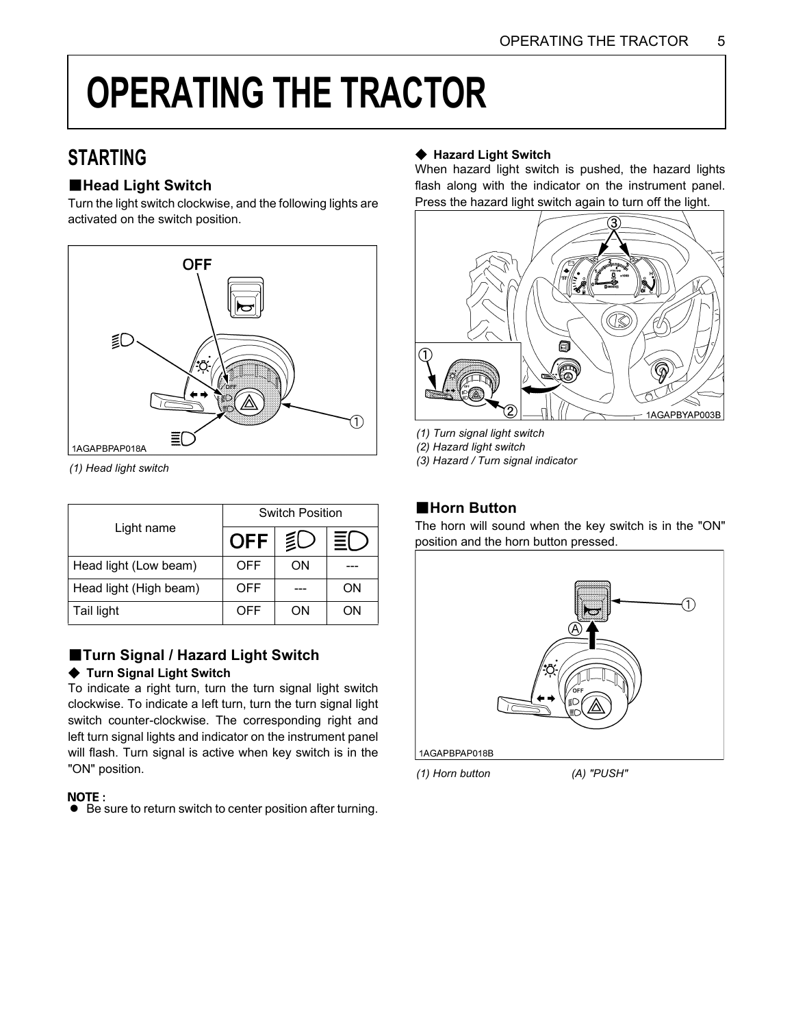# OPERATING THE TRACTOR

## STARTING

### ■Head Light Switch

Turn the light switch clockwise, and the following lights are activated on the switch position.

(1) Head light switch

| Light name | Switch Position | | |
|---|---|---|---|
| | OFF | Low beam | High beam |
| Head light (Low beam) | OFF | ON | --- |
| Head light (High beam) | OFF | --- | ON |
| Tail light | OFF | ON | ON |

### ■Turn Signal / Hazard Light Switch

**◆ Turn Signal Light Switch**

To indicate a right turn, turn the turn signal light switch clockwise. To indicate a left turn, turn the turn signal light switch counter-clockwise. The corresponding right and left turn signal lights and indicator on the instrument panel will flash. Turn signal is active when key switch is in the "ON" position.

**NOTE :**

- Be sure to return switch to center position after turning.

**◆ Hazard Light Switch**

When hazard light switch is pushed, the hazard lights flash along with the indicator on the instrument panel. Press the hazard light switch again to turn off the light.

(1) Turn signal light switch
(2) Hazard light switch
(3) Hazard / Turn signal indicator

### ■Horn Button

The horn will sound when the key switch is in the "ON" position and the horn button pressed.

(1) Horn button (A) "PUSH"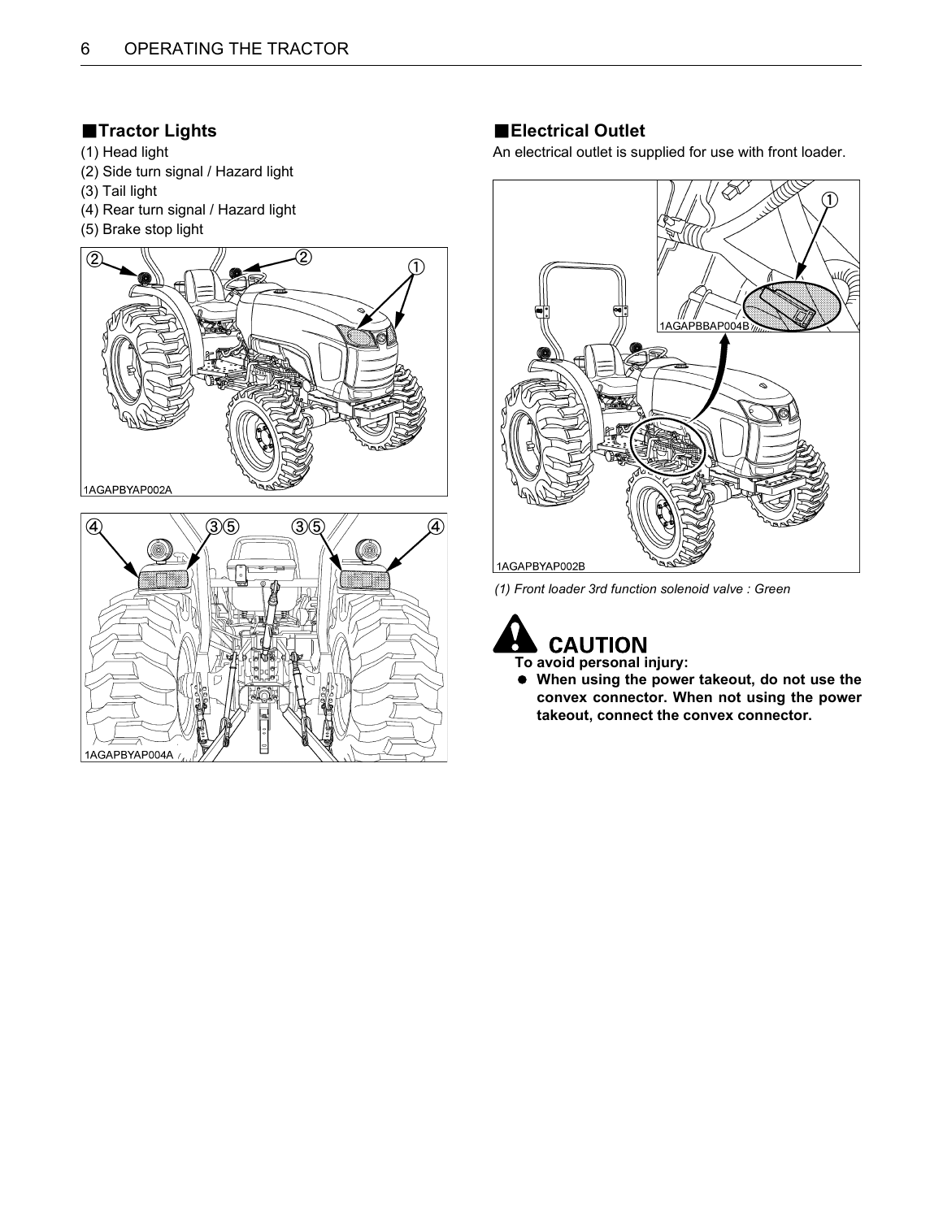## ■Tractor Lights

(1) Head light
(2) Side turn signal / Hazard light
(3) Tail light
(4) Rear turn signal / Hazard light
(5) Brake stop light

1AGAPBYAP002A

1AGAPBYAP004A

## ■Electrical Outlet

An electrical outlet is supplied for use with front loader.

1AGAPBBAP004B

1AGAPBYAP002B

*(1) Front loader 3rd function solenoid valve : Green*

**CAUTION**

**To avoid personal injury:**

- **When using the power takeout, do not use the convex connector. When not using the power takeout, connect the convex connector.**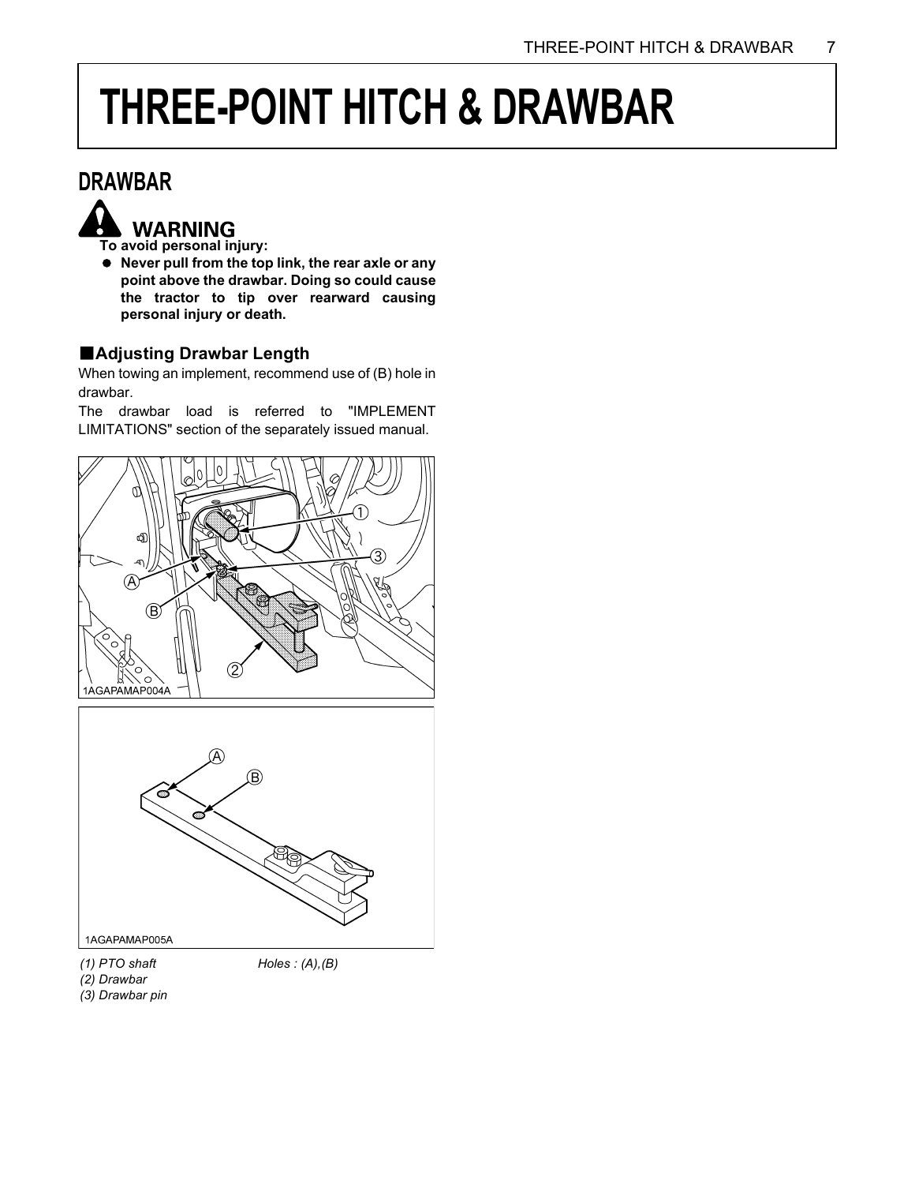# THREE-POINT HITCH & DRAWBAR

## DRAWBAR

**WARNING**

**To avoid personal injury:**

- **Never pull from the top link, the rear axle or any point above the drawbar. Doing so could cause the tractor to tip over rearward causing personal injury or death.**

### ■Adjusting Drawbar Length

When towing an implement, recommend use of (B) hole in drawbar.

The drawbar load is referred to "IMPLEMENT LIMITATIONS" section of the separately issued manual.

1AGAPAMAP004A

1AGAPAMAP005A

*(1) PTO shaft*
*(2) Drawbar*
*(3) Drawbar pin*

*Holes : (A),(B)*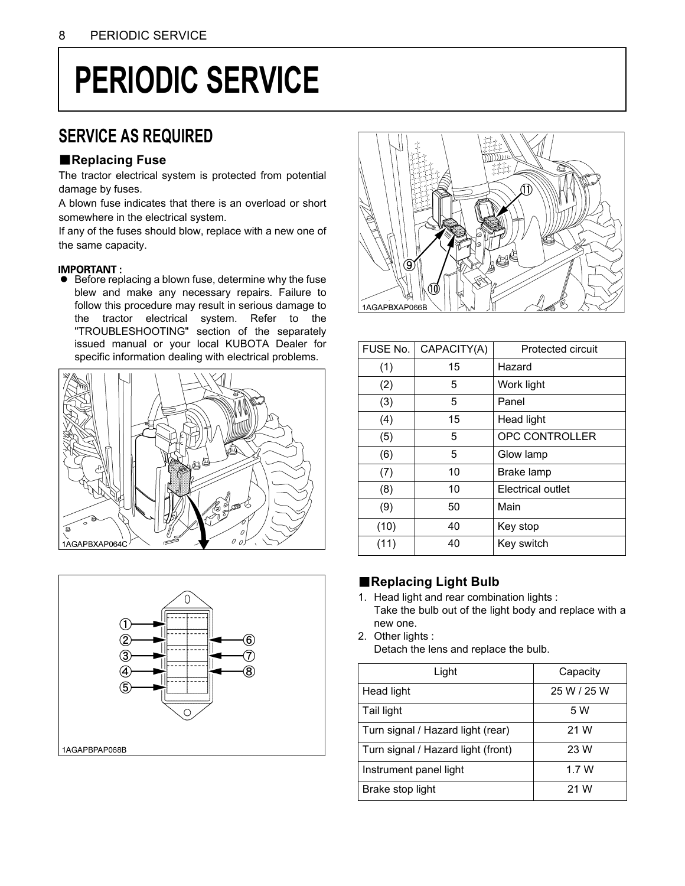# PERIODIC SERVICE

## SERVICE AS REQUIRED

### ■Replacing Fuse

The tractor electrical system is protected from potential damage by fuses.

A blown fuse indicates that there is an overload or short somewhere in the electrical system.

If any of the fuses should blow, replace with a new one of the same capacity.

**IMPORTANT :**

- Before replacing a blown fuse, determine why the fuse blew and make any necessary repairs. Failure to follow this procedure may result in serious damage to the tractor electrical system. Refer to the "TROUBLESHOOTING" section of the separately issued manual or your local KUBOTA Dealer for specific information dealing with electrical problems.

1AGAPBXAP064C

①
②
③
④
⑤
⑥
⑦
⑧

1AGAPBPAP068B

⑨
⑩
⑪

1AGAPBXAP066B

| FUSE No. | CAPACITY(A) | Protected circuit |
|---|---|---|
| (1) | 15 | Hazard |
| (2) | 5 | Work light |
| (3) | 5 | Panel |
| (4) | 15 | Head light |
| (5) | 5 | OPC CONTROLLER |
| (6) | 5 | Glow lamp |
| (7) | 10 | Brake lamp |
| (8) | 10 | Electrical outlet |
| (9) | 50 | Main |
| (10) | 40 | Key stop |
| (11) | 40 | Key switch |

### ■Replacing Light Bulb

1. Head light and rear combination lights :
   Take the bulb out of the light body and replace with a new one.
2. Other lights :
   Detach the lens and replace the bulb.

| Light | Capacity |
|---|---|
| Head light | 25 W / 25 W |
| Tail light | 5 W |
| Turn signal / Hazard light (rear) | 21 W |
| Turn signal / Hazard light (front) | 23 W |
| Instrument panel light | 1.7 W |
| Brake stop light | 21 W |